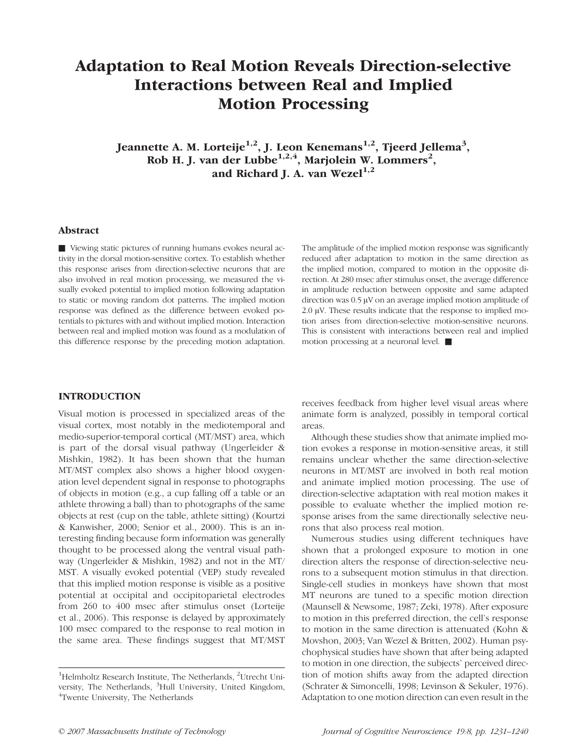# Adaptation to Real Motion Reveals Direction-selective Interactions between Real and Implied Motion Processing

**Jeannette A. M. Lorteije[1,2], J. Leon Kenemans[1,2], Tjeerd Jellema[3], Rob H. J. van der Lubbe[1,2,4], Marjolein W. Lommers[2], and Richard J. A. van Wezel[1,2]**

## Abstract

■ Viewing static pictures of running humans evokes neural activity in the dorsal motion-sensitive cortex. To establish whether this response arises from direction-selective neurons that are also involved in real motion processing, we measured the visually evoked potential to implied motion following adaptation to static or moving random dot patterns. The implied motion response was defined as the difference between evoked potentials to pictures with and without implied motion. Interaction between real and implied motion was found as a modulation of this difference response by the preceding motion adaptation. The amplitude of the implied motion response was significantly reduced after adaptation to motion in the same direction as the implied motion, compared to motion in the opposite direction. At 280 msec after stimulus onset, the average difference in amplitude reduction between opposite and same adapted direction was 0.5 μV on an average implied motion amplitude of 2.0 μV. These results indicate that the response to implied motion arises from direction-selective motion-sensitive neurons. This is consistent with interactions between real and implied motion processing at a neuronal level. ■

## INTRODUCTION

Visual motion is processed in specialized areas of the visual cortex, most notably in the mediotemporal and medio-superior-temporal cortical (MT/MST) area, which is part of the dorsal visual pathway (Ungerleider & Mishkin, 1982). It has been shown that the human MT/MST complex also shows a higher blood oxygenation level dependent signal in response to photographs of objects in motion (e.g., a cup falling off a table or an athlete throwing a ball) than to photographs of the same objects at rest (cup on the table, athlete sitting) (Kourtzi & Kanwisher, 2000; Senior et al., 2000). This is an interesting finding because form information was generally thought to be processed along the ventral visual pathway (Ungerleider & Mishkin, 1982) and not in the MT/MST. A visually evoked potential (VEP) study revealed that this implied motion response is visible as a positive potential at occipital and occipitoparietal electrodes from 260 to 400 msec after stimulus onset (Lorteije et al., 2006). This response is delayed by approximately 100 msec compared to the response to real motion in the same area. These findings suggest that MT/MST receives feedback from higher level visual areas where animate form is analyzed, possibly in temporal cortical areas.

Although these studies show that animate implied motion evokes a response in motion-sensitive areas, it still remains unclear whether the same direction-selective neurons in MT/MST are involved in both real motion and animate implied motion processing. The use of direction-selective adaptation with real motion makes it possible to evaluate whether the implied motion response arises from the same directionally selective neurons that also process real motion.

Numerous studies using different techniques have shown that a prolonged exposure to motion in one direction alters the response of direction-selective neurons to a subsequent motion stimulus in that direction. Single-cell studies in monkeys have shown that most MT neurons are tuned to a specific motion direction (Maunsell & Newsome, 1987; Zeki, 1978). After exposure to motion in this preferred direction, the cell's response to motion in the same direction is attenuated (Kohn & Movshon, 2003; Van Wezel & Britten, 2002). Human psychophysical studies have shown that after being adapted to motion in one direction, the subjects' perceived direction of motion shifts away from the adapted direction (Schrater & Simoncelli, 1998; Levinson & Sekuler, 1976). Adaptation to one motion direction can even result in the

[1]Helmholtz Research Institute, The Netherlands, [2]Utrecht University, The Netherlands, [3]Hull University, United Kingdom, [4]Twente University, The Netherlands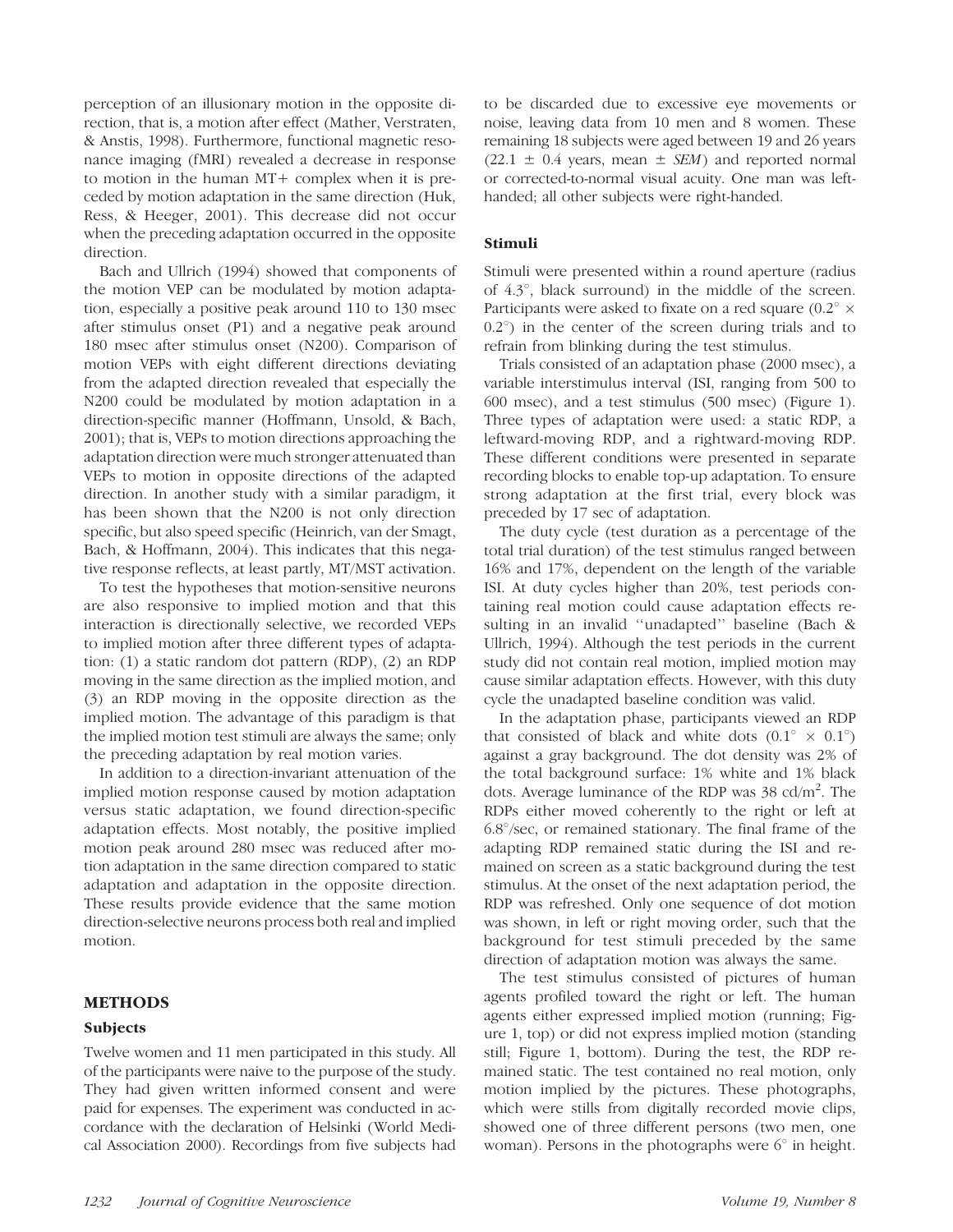perception of an illusionary motion in the opposite direction, that is, a motion after effect (Mather, Verstraten, & Anstis, 1998). Furthermore, functional magnetic resonance imaging (fMRI) revealed a decrease in response to motion in the human MT+ complex when it is preceded by motion adaptation in the same direction (Huk, Ress, & Heeger, 2001). This decrease did not occur when the preceding adaptation occurred in the opposite direction.

Bach and Ullrich (1994) showed that components of the motion VEP can be modulated by motion adaptation, especially a positive peak around 110 to 130 msec after stimulus onset (P1) and a negative peak around 180 msec after stimulus onset (N200). Comparison of motion VEPs with eight different directions deviating from the adapted direction revealed that especially the N200 could be modulated by motion adaptation in a direction-specific manner (Hoffmann, Unsold, & Bach, 2001); that is, VEPs to motion directions approaching the adaptation direction were much stronger attenuated than VEPs to motion in opposite directions of the adapted direction. In another study with a similar paradigm, it has been shown that the N200 is not only direction specific, but also speed specific (Heinrich, van der Smagt, Bach, & Hoffmann, 2004). This indicates that this negative response reflects, at least partly, MT/MST activation.

To test the hypotheses that motion-sensitive neurons are also responsive to implied motion and that this interaction is directionally selective, we recorded VEPs to implied motion after three different types of adaptation: (1) a static random dot pattern (RDP), (2) an RDP moving in the same direction as the implied motion, and (3) an RDP moving in the opposite direction as the implied motion. The advantage of this paradigm is that the implied motion test stimuli are always the same; only the preceding adaptation by real motion varies.

In addition to a direction-invariant attenuation of the implied motion response caused by motion adaptation versus static adaptation, we found direction-specific adaptation effects. Most notably, the positive implied motion peak around 280 msec was reduced after motion adaptation in the same direction compared to static adaptation and adaptation in the opposite direction. These results provide evidence that the same motion direction-selective neurons process both real and implied motion.

## METHODS

### Subjects

Twelve women and 11 men participated in this study. All of the participants were naive to the purpose of the study. They had given written informed consent and were paid for expenses. The experiment was conducted in accordance with the declaration of Helsinki (World Medical Association 2000). Recordings from five subjects had to be discarded due to excessive eye movements or noise, leaving data from 10 men and 8 women. These remaining 18 subjects were aged between 19 and 26 years (22.1 $\pm$ 0.4 years, mean $\pm$ *SEM*) and reported normal or corrected-to-normal visual acuity. One man was left-handed; all other subjects were right-handed.

### Stimuli

Stimuli were presented within a round aperture (radius of 4.3°, black surround) in the middle of the screen. Participants were asked to fixate on a red square (0.2° $\times$ 0.2°) in the center of the screen during trials and to refrain from blinking during the test stimulus.

Trials consisted of an adaptation phase (2000 msec), a variable interstimulus interval (ISI, ranging from 500 to 600 msec), and a test stimulus (500 msec) (Figure 1). Three types of adaptation were used: a static RDP, a leftward-moving RDP, and a rightward-moving RDP. These different conditions were presented in separate recording blocks to enable top-up adaptation. To ensure strong adaptation at the first trial, every block was preceded by 17 sec of adaptation.

The duty cycle (test duration as a percentage of the total trial duration) of the test stimulus ranged between 16% and 17%, dependent on the length of the variable ISI. At duty cycles higher than 20%, test periods containing real motion could cause adaptation effects resulting in an invalid ''unadapted'' baseline (Bach & Ullrich, 1994). Although the test periods in the current study did not contain real motion, implied motion may cause similar adaptation effects. However, with this duty cycle the unadapted baseline condition was valid.

In the adaptation phase, participants viewed an RDP that consisted of black and white dots (0.1° $\times$ 0.1°) against a gray background. The dot density was 2% of the total background surface: 1% white and 1% black dots. Average luminance of the RDP was 38 cd/m$^2$. The RDPs either moved coherently to the right or left at 6.8°/sec, or remained stationary. The final frame of the adapting RDP remained static during the ISI and remained on screen as a static background during the test stimulus. At the onset of the next adaptation period, the RDP was refreshed. Only one sequence of dot motion was shown, in left or right moving order, such that the background for test stimuli preceded by the same direction of adaptation motion was always the same.

The test stimulus consisted of pictures of human agents profiled toward the right or left. The human agents either expressed implied motion (running; Figure 1, top) or did not express implied motion (standing still; Figure 1, bottom). During the test, the RDP remained static. The test contained no real motion, only motion implied by the pictures. These photographs, which were stills from digitally recorded movie clips, showed one of three different persons (two men, one woman). Persons in the photographs were 6° in height.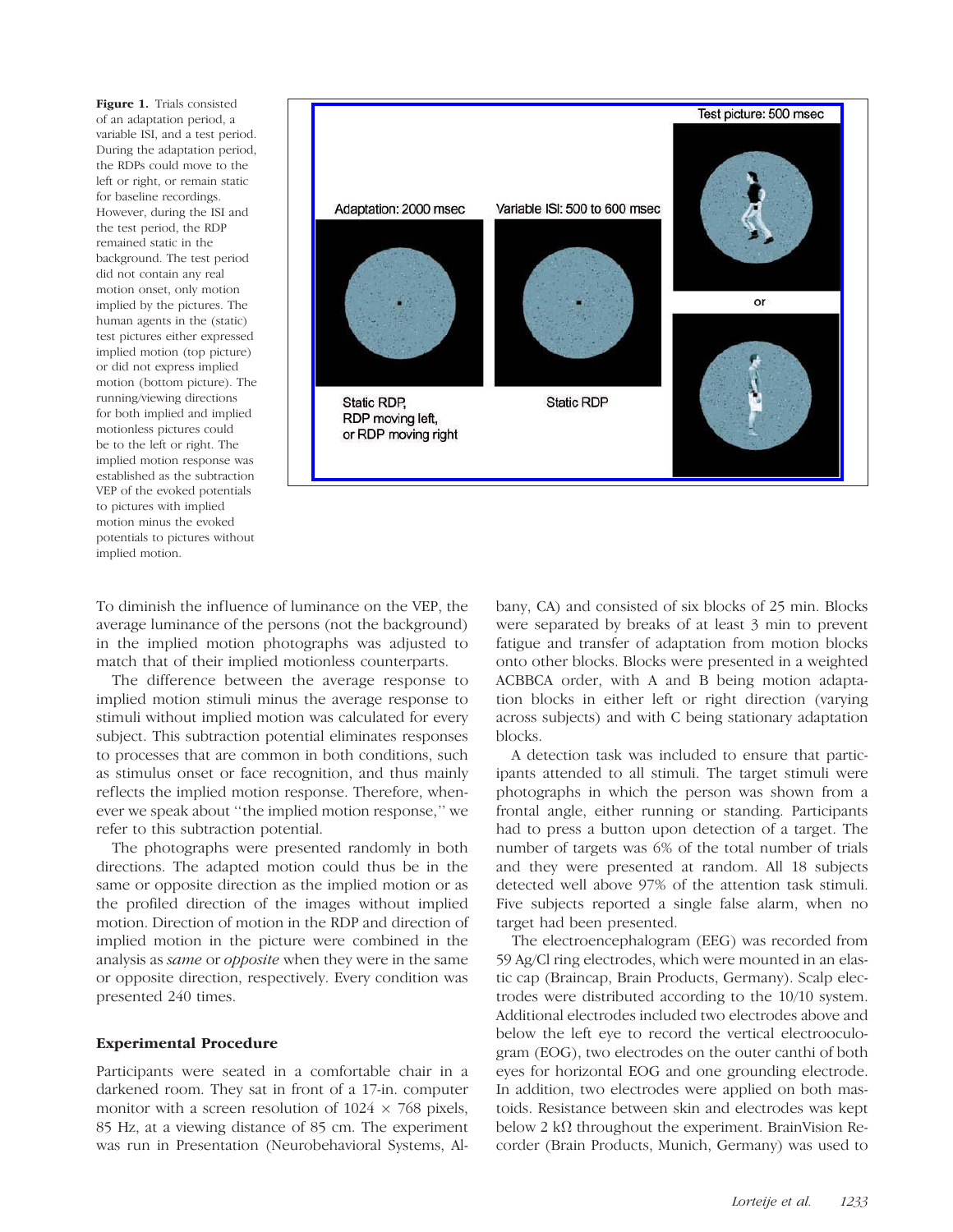Test picture: 500 msec

Adaptation: 2000 msec

Variable ISI: 500 to 600 msec

or

Static RDP, RDP moving left, or RDP moving right

Static RDP

**Figure 1.** Trials consisted of an adaptation period, a variable ISI, and a test period. During the adaptation period, the RDPs could move to the left or right, or remain static for baseline recordings. However, during the ISI and the test period, the RDP remained static in the background. The test period did not contain any real motion onset, only motion implied by the pictures. The human agents in the (static) test pictures either expressed implied motion (top picture) or did not express implied motion (bottom picture). The running/viewing directions for both implied and implied motionless pictures could be to the left or right. The implied motion response was established as the subtraction VEP of the evoked potentials to pictures with implied motion minus the evoked potentials to pictures without implied motion.

To diminish the influence of luminance on the VEP, the average luminance of the persons (not the background) in the implied motion photographs was adjusted to match that of their implied motionless counterparts.

The difference between the average response to implied motion stimuli minus the average response to stimuli without implied motion was calculated for every subject. This subtraction potential eliminates responses to processes that are common in both conditions, such as stimulus onset or face recognition, and thus mainly reflects the implied motion response. Therefore, whenever we speak about ''the implied motion response,'' we refer to this subtraction potential.

The photographs were presented randomly in both directions. The adapted motion could thus be in the same or opposite direction as the implied motion or as the profiled direction of the images without implied motion. Direction of motion in the RDP and direction of implied motion in the picture were combined in the analysis as *same* or *opposite* when they were in the same or opposite direction, respectively. Every condition was presented 240 times.

### Experimental Procedure

Participants were seated in a comfortable chair in a darkened room. They sat in front of a 17-in. computer monitor with a screen resolution of 1024 × 768 pixels, 85 Hz, at a viewing distance of 85 cm. The experiment was run in Presentation (Neurobehavioral Systems, Albany, CA) and consisted of six blocks of 25 min. Blocks were separated by breaks of at least 3 min to prevent fatigue and transfer of adaptation from motion blocks onto other blocks. Blocks were presented in a weighted ACBBCA order, with A and B being motion adaptation blocks in either left or right direction (varying across subjects) and with C being stationary adaptation blocks.

A detection task was included to ensure that participants attended to all stimuli. The target stimuli were photographs in which the person was shown from a frontal angle, either running or standing. Participants had to press a button upon detection of a target. The number of targets was 6% of the total number of trials and they were presented at random. All 18 subjects detected well above 97% of the attention task stimuli. Five subjects reported a single false alarm, when no target had been presented.

The electroencephalogram (EEG) was recorded from 59 Ag/Cl ring electrodes, which were mounted in an elastic cap (Braincap, Brain Products, Germany). Scalp electrodes were distributed according to the 10/10 system. Additional electrodes included two electrodes above and below the left eye to record the vertical electrooculogram (EOG), two electrodes on the outer canthi of both eyes for horizontal EOG and one grounding electrode. In addition, two electrodes were applied on both mastoids. Resistance between skin and electrodes was kept below 2 kΩ throughout the experiment. BrainVision Recorder (Brain Products, Munich, Germany) was used to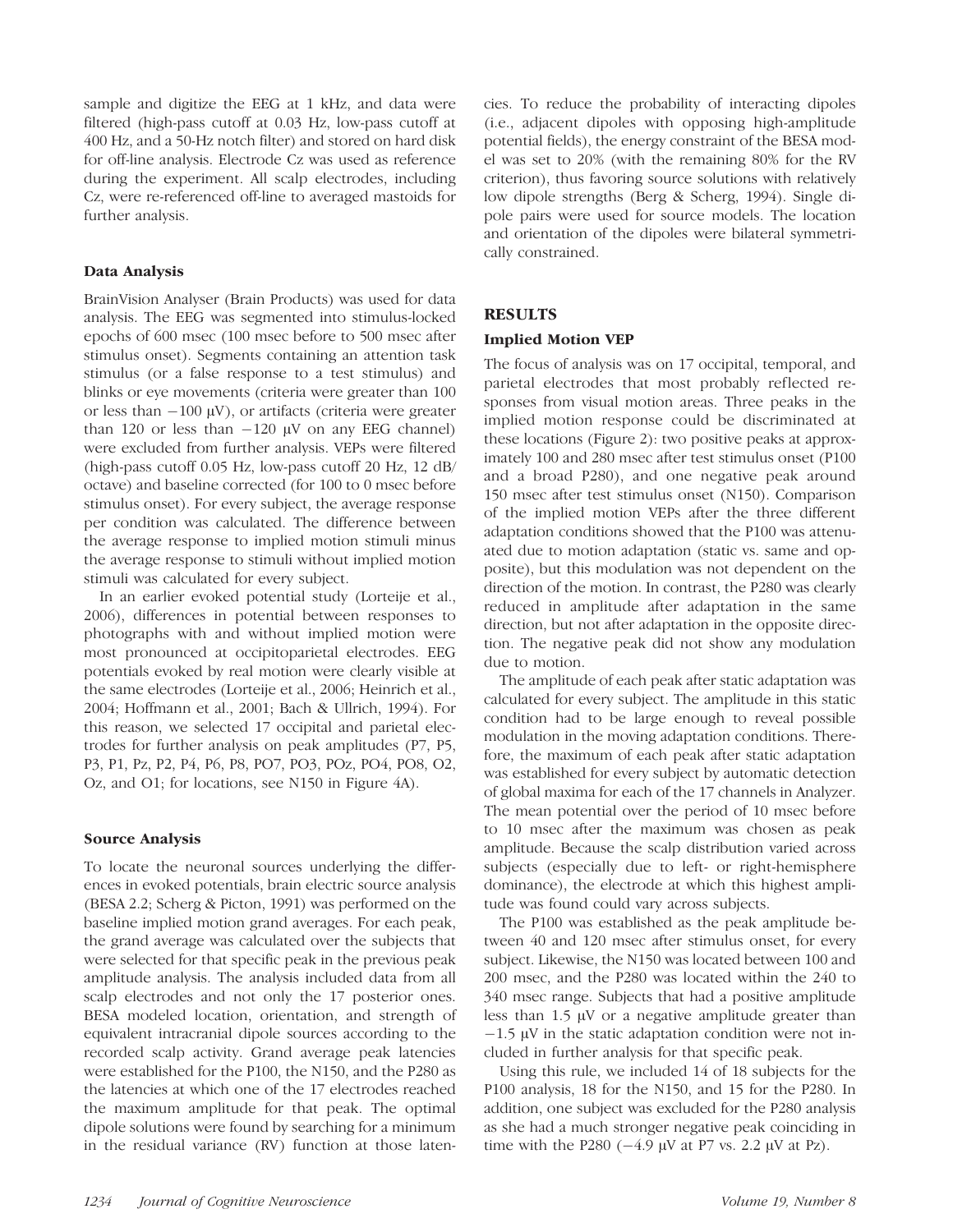sample and digitize the EEG at 1 kHz, and data were filtered (high-pass cutoff at 0.03 Hz, low-pass cutoff at 400 Hz, and a 50-Hz notch filter) and stored on hard disk for off-line analysis. Electrode Cz was used as reference during the experiment. All scalp electrodes, including Cz, were re-referenced off-line to averaged mastoids for further analysis.

### Data Analysis

BrainVision Analyser (Brain Products) was used for data analysis. The EEG was segmented into stimulus-locked epochs of 600 msec (100 msec before to 500 msec after stimulus onset). Segments containing an attention task stimulus (or a false response to a test stimulus) and blinks or eye movements (criteria were greater than 100 or less than −100 μV), or artifacts (criteria were greater than 120 or less than −120 μV on any EEG channel) were excluded from further analysis. VEPs were filtered (high-pass cutoff 0.05 Hz, low-pass cutoff 20 Hz, 12 dB/octave) and baseline corrected (for 100 to 0 msec before stimulus onset). For every subject, the average response per condition was calculated. The difference between the average response to implied motion stimuli minus the average response to stimuli without implied motion stimuli was calculated for every subject.

In an earlier evoked potential study (Lorteije et al., 2006), differences in potential between responses to photographs with and without implied motion were most pronounced at occipitoparietal electrodes. EEG potentials evoked by real motion were clearly visible at the same electrodes (Lorteije et al., 2006; Heinrich et al., 2004; Hoffmann et al., 2001; Bach & Ullrich, 1994). For this reason, we selected 17 occipital and parietal electrodes for further analysis on peak amplitudes (P7, P5, P3, P1, Pz, P2, P4, P6, P8, PO7, PO3, POz, PO4, PO8, O2, Oz, and O1; for locations, see N150 in Figure 4A).

### Source Analysis

To locate the neuronal sources underlying the differences in evoked potentials, brain electric source analysis (BESA 2.2; Scherg & Picton, 1991) was performed on the baseline implied motion grand averages. For each peak, the grand average was calculated over the subjects that were selected for that specific peak in the previous peak amplitude analysis. The analysis included data from all scalp electrodes and not only the 17 posterior ones. BESA modeled location, orientation, and strength of equivalent intracranial dipole sources according to the recorded scalp activity. Grand average peak latencies were established for the P100, the N150, and the P280 as the latencies at which one of the 17 electrodes reached the maximum amplitude for that peak. The optimal dipole solutions were found by searching for a minimum in the residual variance (RV) function at those latencies. To reduce the probability of interacting dipoles (i.e., adjacent dipoles with opposing high-amplitude potential fields), the energy constraint of the BESA model was set to 20% (with the remaining 80% for the RV criterion), thus favoring source solutions with relatively low dipole strengths (Berg & Scherg, 1994). Single dipole pairs were used for source models. The location and orientation of the dipoles were bilateral symmetrically constrained.

## RESULTS

### Implied Motion VEP

The focus of analysis was on 17 occipital, temporal, and parietal electrodes that most probably reflected responses from visual motion areas. Three peaks in the implied motion response could be discriminated at these locations (Figure 2): two positive peaks at approximately 100 and 280 msec after test stimulus onset (P100 and a broad P280), and one negative peak around 150 msec after test stimulus onset (N150). Comparison of the implied motion VEPs after the three different adaptation conditions showed that the P100 was attenuated due to motion adaptation (static vs. same and opposite), but this modulation was not dependent on the direction of the motion. In contrast, the P280 was clearly reduced in amplitude after adaptation in the same direction, but not after adaptation in the opposite direction. The negative peak did not show any modulation due to motion.

The amplitude of each peak after static adaptation was calculated for every subject. The amplitude in this static condition had to be large enough to reveal possible modulation in the moving adaptation conditions. Therefore, the maximum of each peak after static adaptation was established for every subject by automatic detection of global maxima for each of the 17 channels in Analyzer. The mean potential over the period of 10 msec before to 10 msec after the maximum was chosen as peak amplitude. Because the scalp distribution varied across subjects (especially due to left- or right-hemisphere dominance), the electrode at which this highest amplitude was found could vary across subjects.

The P100 was established as the peak amplitude between 40 and 120 msec after stimulus onset, for every subject. Likewise, the N150 was located between 100 and 200 msec, and the P280 was located within the 240 to 340 msec range. Subjects that had a positive amplitude less than 1.5 μV or a negative amplitude greater than −1.5 μV in the static adaptation condition were not included in further analysis for that specific peak.

Using this rule, we included 14 of 18 subjects for the P100 analysis, 18 for the N150, and 15 for the P280. In addition, one subject was excluded for the P280 analysis as she had a much stronger negative peak coinciding in time with the P280 (−4.9 μV at P7 vs. 2.2 μV at Pz).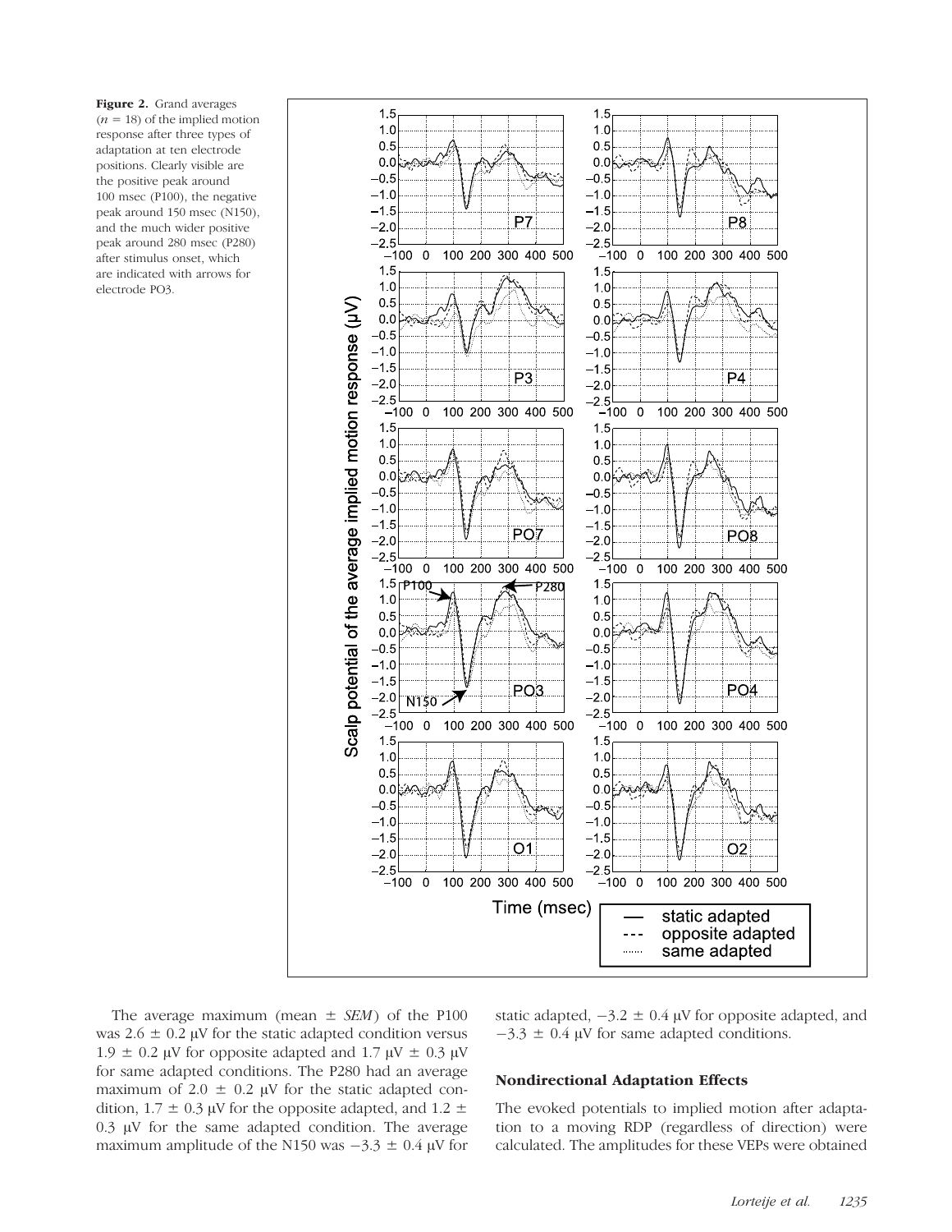**Figure 2.** Grand averages ($n = 18$) of the implied motion response after three types of adaptation at ten electrode positions. Clearly visible are the positive peak around 100 msec (P100), the negative peak around 150 msec (N150), and the much wider positive peak around 280 msec (P280) after stimulus onset, which are indicated with arrows for electrode PO3.

The average maximum (mean ± *SEM*) of the P100 was 2.6 ± 0.2 μV for the static adapted condition versus 1.9 ± 0.2 μV for opposite adapted and 1.7 μV ± 0.3 μV for same adapted conditions. The P280 had an average maximum of 2.0 ± 0.2 μV for the static adapted condition, 1.7 ± 0.3 μV for the opposite adapted, and 1.2 ± 0.3 μV for the same adapted condition. The average maximum amplitude of the N150 was −3.3 ± 0.4 μV for static adapted, −3.2 ± 0.4 μV for opposite adapted, and −3.3 ± 0.4 μV for same adapted conditions.

### Nondirectional Adaptation Effects

The evoked potentials to implied motion after adaptation to a moving RDP (regardless of direction) were calculated. The amplitudes for these VEPs were obtained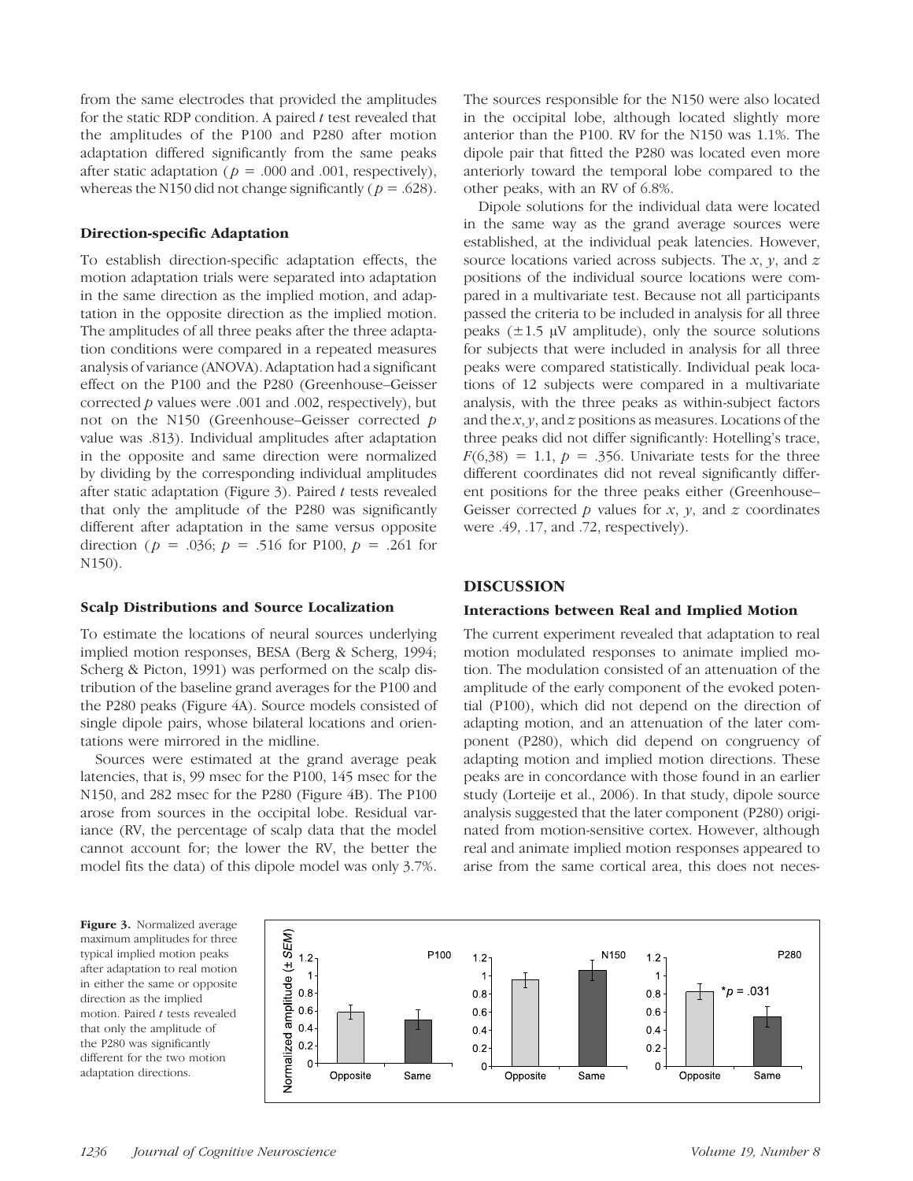from the same electrodes that provided the amplitudes for the static RDP condition. A paired $t$ test revealed that the amplitudes of the P100 and P280 after motion adaptation differed significantly from the same peaks after static adaptation ($p$ = .000 and .001, respectively), whereas the N150 did not change significantly ($p$ = .628).

### Direction-specific Adaptation

To establish direction-specific adaptation effects, the motion adaptation trials were separated into adaptation in the same direction as the implied motion, and adaptation in the opposite direction as the implied motion. The amplitudes of all three peaks after the three adaptation conditions were compared in a repeated measures analysis of variance (ANOVA). Adaptation had a significant effect on the P100 and the P280 (Greenhouse–Geisser corrected $p$ values were .001 and .002, respectively), but not on the N150 (Greenhouse–Geisser corrected $p$ value was .813). Individual amplitudes after adaptation in the opposite and same direction were normalized by dividing by the corresponding individual amplitudes after static adaptation (Figure 3). Paired $t$ tests revealed that only the amplitude of the P280 was significantly different after adaptation in the same versus opposite direction ($p$ = .036; $p$ = .516 for P100, $p$ = .261 for N150).

### Scalp Distributions and Source Localization

To estimate the locations of neural sources underlying implied motion responses, BESA (Berg & Scherg, 1994; Scherg & Picton, 1991) was performed on the scalp distribution of the baseline grand averages for the P100 and the P280 peaks (Figure 4A). Source models consisted of single dipole pairs, whose bilateral locations and orientations were mirrored in the midline.

Sources were estimated at the grand average peak latencies, that is, 99 msec for the P100, 145 msec for the N150, and 282 msec for the P280 (Figure 4B). The P100 arose from sources in the occipital lobe. Residual variance (RV, the percentage of scalp data that the model cannot account for; the lower the RV, the better the model fits the data) of this dipole model was only 3.7%. The sources responsible for the N150 were also located in the occipital lobe, although located slightly more anterior than the P100. RV for the N150 was 1.1%. The dipole pair that fitted the P280 was located even more anteriorly toward the temporal lobe compared to the other peaks, with an RV of 6.8%.

Dipole solutions for the individual data were located in the same way as the grand average sources were established, at the individual peak latencies. However, source locations varied across subjects. The $x$, $y$, and $z$ positions of the individual source locations were compared in a multivariate test. Because not all participants passed the criteria to be included in analysis for all three peaks (±1.5 μV amplitude), only the source solutions for subjects that were included in analysis for all three peaks were compared statistically. Individual peak locations of 12 subjects were compared in a multivariate analysis, with the three peaks as within-subject factors and the $x$, $y$, and $z$ positions as measures. Locations of the three peaks did not differ significantly: Hotelling's trace, $F(6,38)$ = 1.1, $p$ = .356. Univariate tests for the three different coordinates did not reveal significantly different positions for the three peaks either (Greenhouse–Geisser corrected $p$ values for $x$, $y$, and $z$ coordinates were .49, .17, and .72, respectively).

## DISCUSSION

### Interactions between Real and Implied Motion

The current experiment revealed that adaptation to real motion modulated responses to animate implied motion. The modulation consisted of an attenuation of the amplitude of the early component of the evoked potential (P100), which did not depend on the direction of adapting motion, and an attenuation of the later component (P280), which did depend on congruency of adapting motion and implied motion directions. These peaks are in concordance with those found in an earlier study (Lorteije et al., 2006). In that study, dipole source analysis suggested that the later component (P280) originated from motion-sensitive cortex. However, although real and animate implied motion responses appeared to arise from the same cortical area, this does not neces-

**Figure 3.** Normalized average maximum amplitudes for three typical implied motion peaks after adaptation to real motion in either the same or opposite direction as the implied motion. Paired $t$ tests revealed that only the amplitude of the P280 was significantly different for the two motion adaptation directions.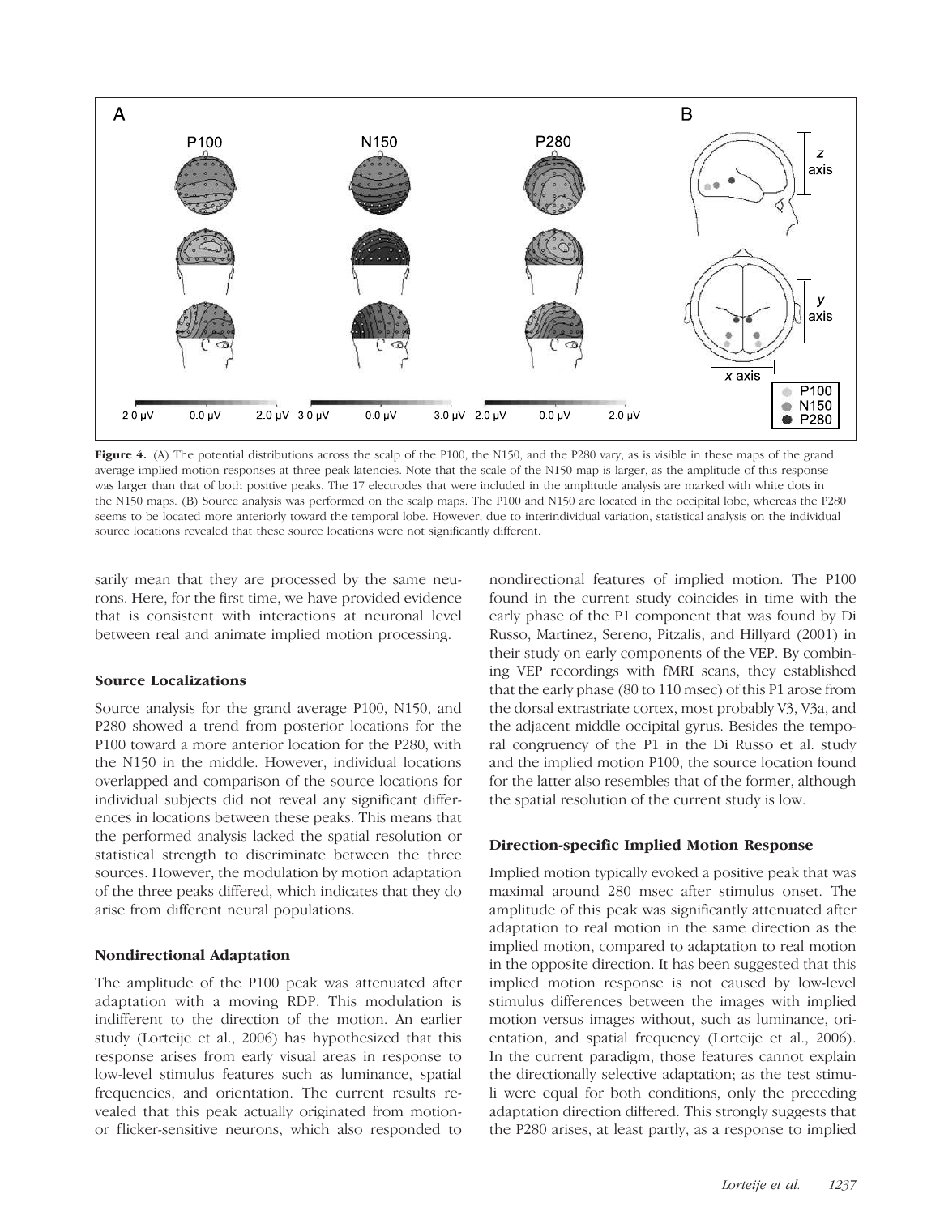**Figure 4.** (A) The potential distributions across the scalp of the P100, the N150, and the P280 vary, as is visible in these maps of the grand average implied motion responses at three peak latencies. Note that the scale of the N150 map is larger, as the amplitude of this response was larger than that of both positive peaks. The 17 electrodes that were included in the amplitude analysis are marked with white dots in the N150 maps. (B) Source analysis was performed on the scalp maps. The P100 and N150 are located in the occipital lobe, whereas the P280 seems to be located more anteriorly toward the temporal lobe. However, due to interindividual variation, statistical analysis on the individual source locations revealed that these source locations were not significantly different.

sarily mean that they are processed by the same neurons. Here, for the first time, we have provided evidence that is consistent with interactions at neuronal level between real and animate implied motion processing.

### Source Localizations

Source analysis for the grand average P100, N150, and P280 showed a trend from posterior locations for the P100 toward a more anterior location for the P280, with the N150 in the middle. However, individual locations overlapped and comparison of the source locations for individual subjects did not reveal any significant differences in locations between these peaks. This means that the performed analysis lacked the spatial resolution or statistical strength to discriminate between the three sources. However, the modulation by motion adaptation of the three peaks differed, which indicates that they do arise from different neural populations.

### Nondirectional Adaptation

The amplitude of the P100 peak was attenuated after adaptation with a moving RDP. This modulation is indifferent to the direction of the motion. An earlier study (Lorteije et al., 2006) has hypothesized that this response arises from early visual areas in response to low-level stimulus features such as luminance, spatial frequencies, and orientation. The current results revealed that this peak actually originated from motion- or flicker-sensitive neurons, which also responded to nondirectional features of implied motion. The P100 found in the current study coincides in time with the early phase of the P1 component that was found by Di Russo, Martinez, Sereno, Pitzalis, and Hillyard (2001) in their study on early components of the VEP. By combining VEP recordings with fMRI scans, they established that the early phase (80 to 110 msec) of this P1 arose from the dorsal extrastriate cortex, most probably V3, V3a, and the adjacent middle occipital gyrus. Besides the temporal congruency of the P1 in the Di Russo et al. study and the implied motion P100, the source location found for the latter also resembles that of the former, although the spatial resolution of the current study is low.

### Direction-specific Implied Motion Response

Implied motion typically evoked a positive peak that was maximal around 280 msec after stimulus onset. The amplitude of this peak was significantly attenuated after adaptation to real motion in the same direction as the implied motion, compared to adaptation to real motion in the opposite direction. It has been suggested that this implied motion response is not caused by low-level stimulus differences between the images with implied motion versus images without, such as luminance, orientation, and spatial frequency (Lorteije et al., 2006). In the current paradigm, those features cannot explain the directionally selective adaptation; as the test stimuli were equal for both conditions, only the preceding adaptation direction differed. This strongly suggests that the P280 arises, at least partly, as a response to implied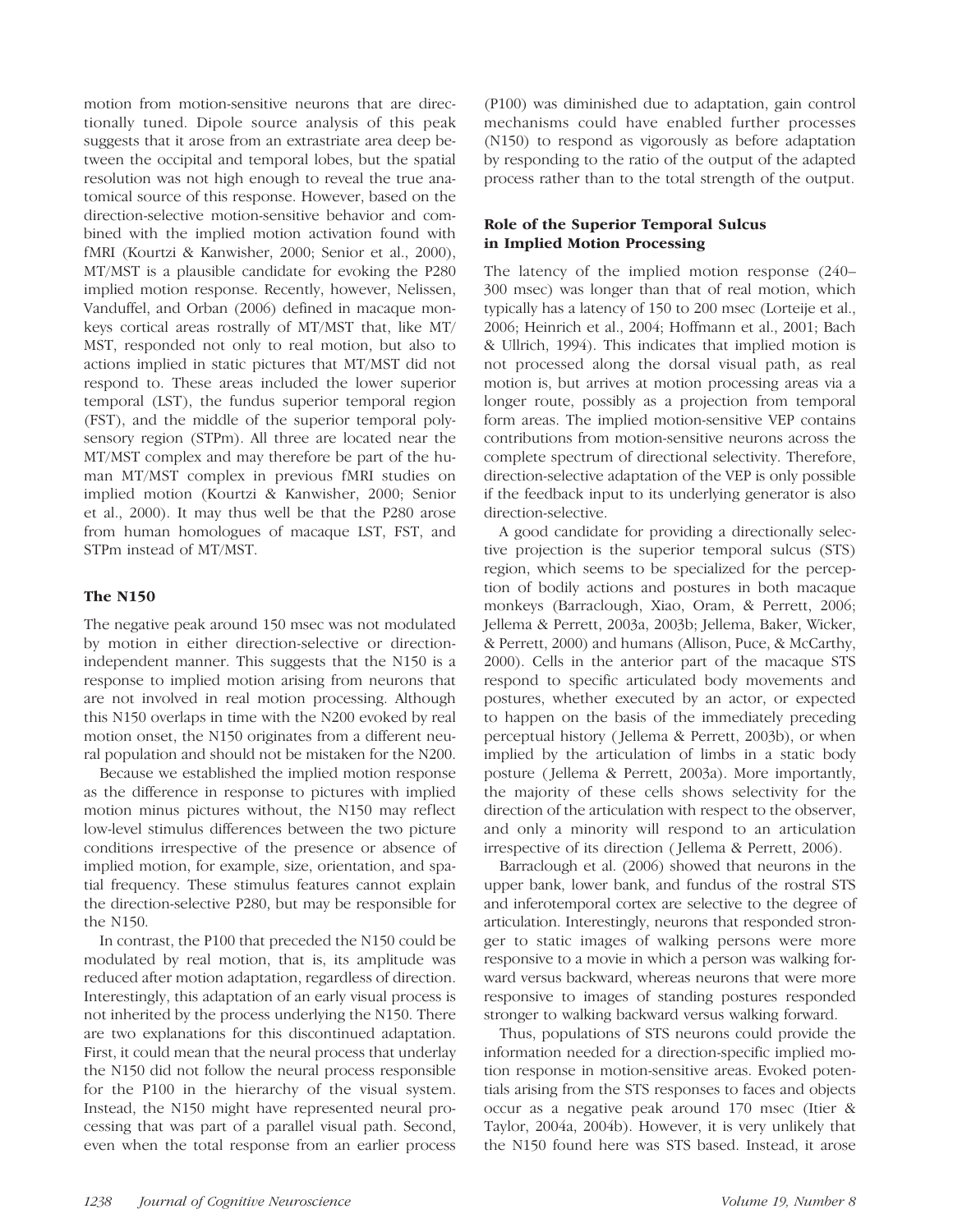motion from motion-sensitive neurons that are directionally tuned. Dipole source analysis of this peak suggests that it arose from an extrastriate area deep between the occipital and temporal lobes, but the spatial resolution was not high enough to reveal the true anatomical source of this response. However, based on the direction-selective motion-sensitive behavior and combined with the implied motion activation found with fMRI (Kourtzi & Kanwisher, 2000; Senior et al., 2000), MT/MST is a plausible candidate for evoking the P280 implied motion response. Recently, however, Nelissen, Vanduffel, and Orban (2006) defined in macaque monkeys cortical areas rostrally of MT/MST that, like MT/MST, responded not only to real motion, but also to actions implied in static pictures that MT/MST did not respond to. These areas included the lower superior temporal (LST), the fundus superior temporal region (FST), and the middle of the superior temporal polysensory region (STPm). All three are located near the MT/MST complex and may therefore be part of the human MT/MST complex in previous fMRI studies on implied motion (Kourtzi & Kanwisher, 2000; Senior et al., 2000). It may thus well be that the P280 arose from human homologues of macaque LST, FST, and STPm instead of MT/MST.

## The N150

The negative peak around 150 msec was not modulated by motion in either direction-selective or direction-independent manner. This suggests that the N150 is a response to implied motion arising from neurons that are not involved in real motion processing. Although this N150 overlaps in time with the N200 evoked by real motion onset, the N150 originates from a different neural population and should not be mistaken for the N200.

Because we established the implied motion response as the difference in response to pictures with implied motion minus pictures without, the N150 may reflect low-level stimulus differences between the two picture conditions irrespective of the presence or absence of implied motion, for example, size, orientation, and spatial frequency. These stimulus features cannot explain the direction-selective P280, but may be responsible for the N150.

In contrast, the P100 that preceded the N150 could be modulated by real motion, that is, its amplitude was reduced after motion adaptation, regardless of direction. Interestingly, this adaptation of an early visual process is not inherited by the process underlying the N150. There are two explanations for this discontinued adaptation. First, it could mean that the neural process that underlay the N150 did not follow the neural process responsible for the P100 in the hierarchy of the visual system. Instead, the N150 might have represented neural processing that was part of a parallel visual path. Second, even when the total response from an earlier process (P100) was diminished due to adaptation, gain control mechanisms could have enabled further processes (N150) to respond as vigorously as before adaptation by responding to the ratio of the output of the adapted process rather than to the total strength of the output.

## Role of the Superior Temporal Sulcus in Implied Motion Processing

The latency of the implied motion response (240–300 msec) was longer than that of real motion, which typically has a latency of 150 to 200 msec (Lorteije et al., 2006; Heinrich et al., 2004; Hoffmann et al., 2001; Bach & Ullrich, 1994). This indicates that implied motion is not processed along the dorsal visual path, as real motion is, but arrives at motion processing areas via a longer route, possibly as a projection from temporal form areas. The implied motion-sensitive VEP contains contributions from motion-sensitive neurons across the complete spectrum of directional selectivity. Therefore, direction-selective adaptation of the VEP is only possible if the feedback input to its underlying generator is also direction-selective.

A good candidate for providing a directionally selective projection is the superior temporal sulcus (STS) region, which seems to be specialized for the perception of bodily actions and postures in both macaque monkeys (Barraclough, Xiao, Oram, & Perrett, 2006; Jellema & Perrett, 2003a, 2003b; Jellema, Baker, Wicker, & Perrett, 2000) and humans (Allison, Puce, & McCarthy, 2000). Cells in the anterior part of the macaque STS respond to specific articulated body movements and postures, whether executed by an actor, or expected to happen on the basis of the immediately preceding perceptual history (Jellema & Perrett, 2003b), or when implied by the articulation of limbs in a static body posture (Jellema & Perrett, 2003a). More importantly, the majority of these cells shows selectivity for the direction of the articulation with respect to the observer, and only a minority will respond to an articulation irrespective of its direction (Jellema & Perrett, 2006).

Barraclough et al. (2006) showed that neurons in the upper bank, lower bank, and fundus of the rostral STS and inferotemporal cortex are selective to the degree of articulation. Interestingly, neurons that responded stronger to static images of walking persons were more responsive to a movie in which a person was walking forward versus backward, whereas neurons that were more responsive to images of standing postures responded stronger to walking backward versus walking forward.

Thus, populations of STS neurons could provide the information needed for a direction-specific implied motion response in motion-sensitive areas. Evoked potentials arising from the STS responses to faces and objects occur as a negative peak around 170 msec (Itier & Taylor, 2004a, 2004b). However, it is very unlikely that the N150 found here was STS based. Instead, it arose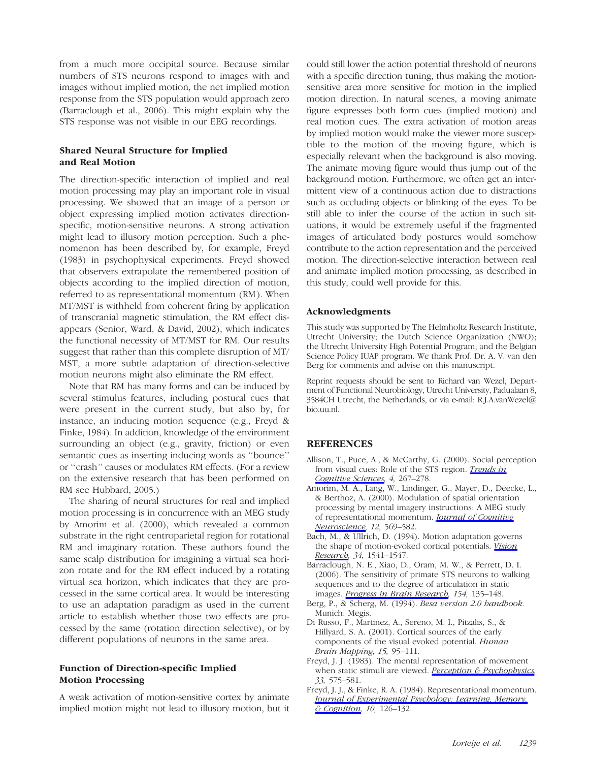from a much more occipital source. Because similar numbers of STS neurons respond to images with and images without implied motion, the net implied motion response from the STS population would approach zero (Barraclough et al., 2006). This might explain why the STS response was not visible in our EEG recordings.

### Shared Neural Structure for Implied and Real Motion

The direction-specific interaction of implied and real motion processing may play an important role in visual processing. We showed that an image of a person or object expressing implied motion activates direction-specific, motion-sensitive neurons. A strong activation might lead to illusory motion perception. Such a phenomenon has been described by, for example, Freyd (1983) in psychophysical experiments. Freyd showed that observers extrapolate the remembered position of objects according to the implied direction of motion, referred to as representational momentum (RM). When MT/MST is withheld from coherent firing by application of transcranial magnetic stimulation, the RM effect disappears (Senior, Ward, & David, 2002), which indicates the functional necessity of MT/MST for RM. Our results suggest that rather than this complete disruption of MT/MST, a more subtle adaptation of direction-selective motion neurons might also eliminate the RM effect.

Note that RM has many forms and can be induced by several stimulus features, including postural cues that were present in the current study, but also by, for instance, an inducing motion sequence (e.g., Freyd & Finke, 1984). In addition, knowledge of the environment surrounding an object (e.g., gravity, friction) or even semantic cues as inserting inducing words as ''bounce'' or ''crash'' causes or modulates RM effects. (For a review on the extensive research that has been performed on RM see Hubbard, 2005.)

The sharing of neural structures for real and implied motion processing is in concurrence with an MEG study by Amorim et al. (2000), which revealed a common substrate in the right centroparietal region for rotational RM and imaginary rotation. These authors found the same scalp distribution for imagining a virtual sea horizon rotate and for the RM effect induced by a rotating virtual sea horizon, which indicates that they are processed in the same cortical area. It would be interesting to use an adaptation paradigm as used in the current article to establish whether those two effects are processed by the same (rotation direction selective), or by different populations of neurons in the same area.

### Function of Direction-specific Implied Motion Processing

A weak activation of motion-sensitive cortex by animate implied motion might not lead to illusory motion, but it could still lower the action potential threshold of neurons with a specific direction tuning, thus making the motion-sensitive area more sensitive for motion in the implied motion direction. In natural scenes, a moving animate figure expresses both form cues (implied motion) and real motion cues. The extra activation of motion areas by implied motion would make the viewer more susceptible to the motion of the moving figure, which is especially relevant when the background is also moving. The animate moving figure would thus jump out of the background motion. Furthermore, we often get an intermittent view of a continuous action due to distractions such as occluding objects or blinking of the eyes. To be still able to infer the course of the action in such situations, it would be extremely useful if the fragmented images of articulated body postures would somehow contribute to the action representation and the perceived motion. The direction-selective interaction between real and animate implied motion processing, as described in this study, could well provide for this.

### Acknowledgments

This study was supported by The Helmholtz Research Institute, Utrecht University; the Dutch Science Organization (NWO); the Utrecht University High Potential Program; and the Belgian Science Policy IUAP program. We thank Prof. Dr. A. V. van den Berg for comments and advise on this manuscript.

Reprint requests should be sent to Richard van Wezel, Department of Functional Neurobiology, Utrecht University, Padualaan 8, 3584CH Utrecht, the Netherlands, or via e-mail: R.J.A.vanWezel@bio.uu.nl.

## REFERENCES

Allison, T., Puce, A., & McCarthy, G. (2000). Social perception from visual cues: Role of the STS region. *Trends in Cognitive Sciences, 4,* 267–278.

Amorim, M. A., Lang, W., Lindinger, G., Mayer, D., Deecke, L., & Berthoz, A. (2000). Modulation of spatial orientation processing by mental imagery instructions: A MEG study of representational momentum. *Journal of Cognitive Neuroscience, 12,* 569–582.

Bach, M., & Ullrich, D. (1994). Motion adaptation governs the shape of motion-evoked cortical potentials. *Vision Research, 34,* 1541–1547.

Barraclough, N. E., Xiao, D., Oram, M. W., & Perrett, D. I. (2006). The sensitivity of primate STS neurons to walking sequences and to the degree of articulation in static images. *Progress in Brain Research, 154,* 135–148.

Berg, P., & Scherg, M. (1994). *Besa version 2.0 handbook.* Munich: Megis.

Di Russo, F., Martinez, A., Sereno, M. I., Pitzalis, S., & Hillyard, S. A. (2001). Cortical sources of the early components of the visual evoked potential. *Human Brain Mapping, 15,* 95–111.

Freyd, J. J. (1983). The mental representation of movement when static stimuli are viewed. *Perception & Psychophysics, 33,* 575–581.

Freyd, J. J., & Finke, R. A. (1984). Representational momentum. *Journal of Experimental Psychology: Learning, Memory, & Cognition, 10,* 126–132.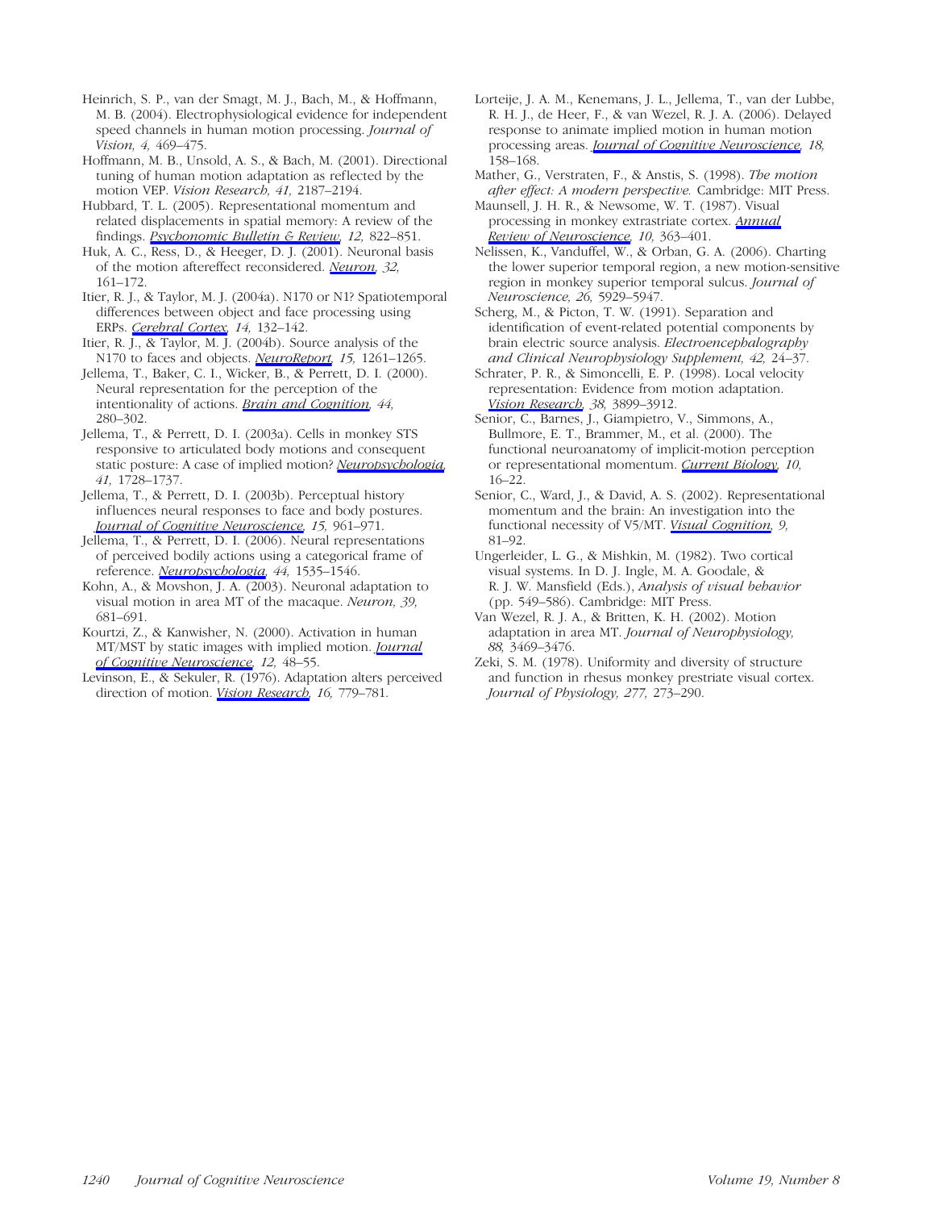Heinrich, S. P., van der Smagt, M. J., Bach, M., & Hoffmann, M. B. (2004). Electrophysiological evidence for independent speed channels in human motion processing. *Journal of Vision, 4,* 469–475.

Hoffmann, M. B., Unsold, A. S., & Bach, M. (2001). Directional tuning of human motion adaptation as reflected by the motion VEP. *Vision Research, 41,* 2187–2194.

Hubbard, T. L. (2005). Representational momentum and related displacements in spatial memory: A review of the findings. *Psychonomic Bulletin & Review, 12,* 822–851.

Huk, A. C., Ress, D., & Heeger, D. J. (2001). Neuronal basis of the motion aftereffect reconsidered. *Neuron, 32,* 161–172.

Itier, R. J., & Taylor, M. J. (2004a). N170 or N1? Spatiotemporal differences between object and face processing using ERPs. *Cerebral Cortex, 14,* 132–142.

Itier, R. J., & Taylor, M. J. (2004b). Source analysis of the N170 to faces and objects. *NeuroReport, 15,* 1261–1265.

Jellema, T., Baker, C. I., Wicker, B., & Perrett, D. I. (2000). Neural representation for the perception of the intentionality of actions. *Brain and Cognition, 44,* 280–302.

Jellema, T., & Perrett, D. I. (2003a). Cells in monkey STS responsive to articulated body motions and consequent static posture: A case of implied motion? *Neuropsychologia, 41,* 1728–1737.

Jellema, T., & Perrett, D. I. (2003b). Perceptual history influences neural responses to face and body postures. *Journal of Cognitive Neuroscience, 15,* 961–971.

Jellema, T., & Perrett, D. I. (2006). Neural representations of perceived bodily actions using a categorical frame of reference. *Neuropsychologia, 44,* 1535–1546.

Kohn, A., & Movshon, J. A. (2003). Neuronal adaptation to visual motion in area MT of the macaque. *Neuron, 39,* 681–691.

Kourtzi, Z., & Kanwisher, N. (2000). Activation in human MT/MST by static images with implied motion. *Journal of Cognitive Neuroscience, 12,* 48–55.

Levinson, E., & Sekuler, R. (1976). Adaptation alters perceived direction of motion. *Vision Research, 16,* 779–781.

Lorteije, J. A. M., Kenemans, J. L., Jellema, T., van der Lubbe, R. H. J., de Heer, F., & van Wezel, R. J. A. (2006). Delayed response to animate implied motion in human motion processing areas. *Journal of Cognitive Neuroscience, 18,* 158–168.

Mather, G., Verstraten, F., & Anstis, S. (1998). *The motion after effect: A modern perspective.* Cambridge: MIT Press.

Maunsell, J. H. R., & Newsome, W. T. (1987). Visual processing in monkey extrastriate cortex. *Annual Review of Neuroscience, 10,* 363–401.

Nelissen, K., Vanduffel, W., & Orban, G. A. (2006). Charting the lower superior temporal region, a new motion-sensitive region in monkey superior temporal sulcus. *Journal of Neuroscience, 26,* 5929–5947.

Scherg, M., & Picton, T. W. (1991). Separation and identification of event-related potential components by brain electric source analysis. *Electroencephalography and Clinical Neurophysiology Supplement, 42,* 24–37.

Schrater, P. R., & Simoncelli, E. P. (1998). Local velocity representation: Evidence from motion adaptation. *Vision Research, 38,* 3899–3912.

Senior, C., Barnes, J., Giampietro, V., Simmons, A., Bullmore, E. T., Brammer, M., et al. (2000). The functional neuroanatomy of implicit-motion perception or representational momentum. *Current Biology, 10,* 16–22.

Senior, C., Ward, J., & David, A. S. (2002). Representational momentum and the brain: An investigation into the functional necessity of V5/MT. *Visual Cognition, 9,* 81–92.

Ungerleider, L. G., & Mishkin, M. (1982). Two cortical visual systems. In D. J. Ingle, M. A. Goodale, & R. J. W. Mansfield (Eds.), *Analysis of visual behavior* (pp. 549–586). Cambridge: MIT Press.

Van Wezel, R. J. A., & Britten, K. H. (2002). Motion adaptation in area MT. *Journal of Neurophysiology, 88,* 3469–3476.

Zeki, S. M. (1978). Uniformity and diversity of structure and function in rhesus monkey prestriate visual cortex. *Journal of Physiology, 277,* 273–290.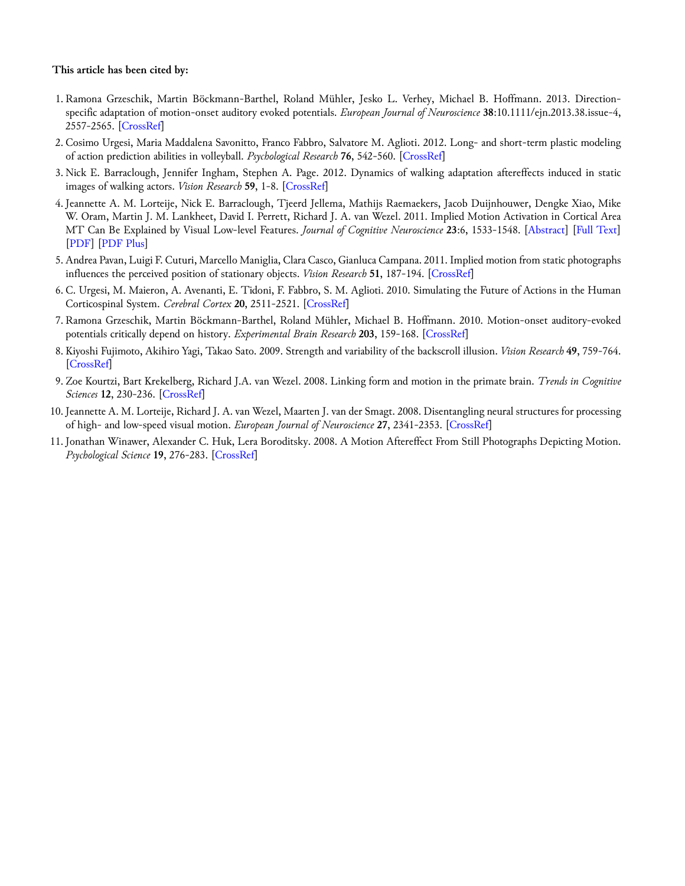**This article has been cited by:**

1. Ramona Grzeschik, Martin Böckmann-Barthel, Roland Mühler, Jesko L. Verhey, Michael B. Hoffmann. 2013. Direction-specific adaptation of motion-onset auditory evoked potentials. *European Journal of Neuroscience* **38**:10.1111/ejn.2013.38.issue-4, 2557-2565. [CrossRef]
2. Cosimo Urgesi, Maria Maddalena Savonitto, Franco Fabbro, Salvatore M. Aglioti. 2012. Long- and short-term plastic modeling of action prediction abilities in volleyball. *Psychological Research* **76**, 542-560. [CrossRef]
3. Nick E. Barraclough, Jennifer Ingham, Stephen A. Page. 2012. Dynamics of walking adaptation aftereffects induced in static images of walking actors. *Vision Research* **59**, 1-8. [CrossRef]
4. Jeannette A. M. Lorteije, Nick E. Barraclough, Tjeerd Jellema, Mathijs Raemaekers, Jacob Duijnhouwer, Dengke Xiao, Mike W. Oram, Martin J. M. Lankheet, David I. Perrett, Richard J. A. van Wezel. 2011. Implied Motion Activation in Cortical Area MT Can Be Explained by Visual Low-level Features. *Journal of Cognitive Neuroscience* **23**:6, 1533-1548. [Abstract] [Full Text] [PDF] [PDF Plus]
5. Andrea Pavan, Luigi F. Cuturi, Marcello Maniglia, Clara Casco, Gianluca Campana. 2011. Implied motion from static photographs influences the perceived position of stationary objects. *Vision Research* **51**, 187-194. [CrossRef]
6. C. Urgesi, M. Maieron, A. Avenanti, E. Tidoni, F. Fabbro, S. M. Aglioti. 2010. Simulating the Future of Actions in the Human Corticospinal System. *Cerebral Cortex* **20**, 2511-2521. [CrossRef]
7. Ramona Grzeschik, Martin Böckmann-Barthel, Roland Mühler, Michael B. Hoffmann. 2010. Motion-onset auditory-evoked potentials critically depend on history. *Experimental Brain Research* **203**, 159-168. [CrossRef]
8. Kiyoshi Fujimoto, Akihiro Yagi, Takao Sato. 2009. Strength and variability of the backscroll illusion. *Vision Research* **49**, 759-764. [CrossRef]
9. Zoe Kourtzi, Bart Krekelberg, Richard J.A. van Wezel. 2008. Linking form and motion in the primate brain. *Trends in Cognitive Sciences* **12**, 230-236. [CrossRef]
10. Jeannette A. M. Lorteije, Richard J. A. van Wezel, Maarten J. van der Smagt. 2008. Disentangling neural structures for processing of high- and low-speed visual motion. *European Journal of Neuroscience* **27**, 2341-2353. [CrossRef]
11. Jonathan Winawer, Alexander C. Huk, Lera Boroditsky. 2008. A Motion Aftereffect From Still Photographs Depicting Motion. *Psychological Science* **19**, 276-283. [CrossRef]